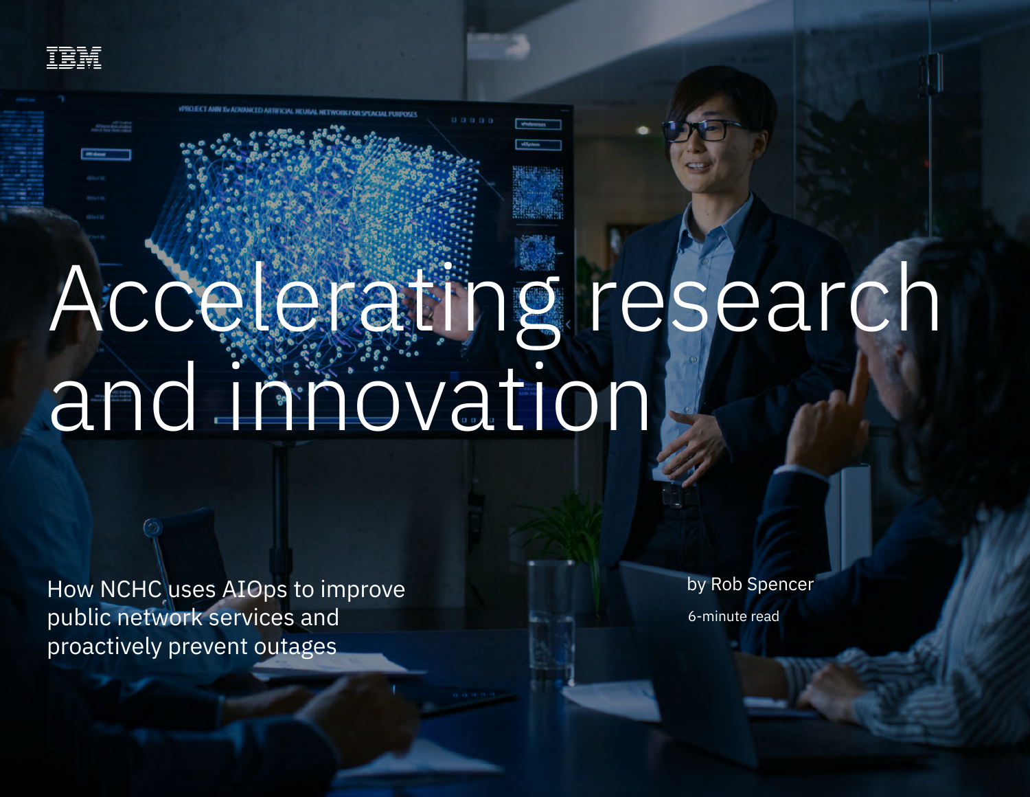# Accelerating research and innovation

How NCHC uses AIOps to improve public network services and proactively prevent outages

by Rob Spencer

6-minute read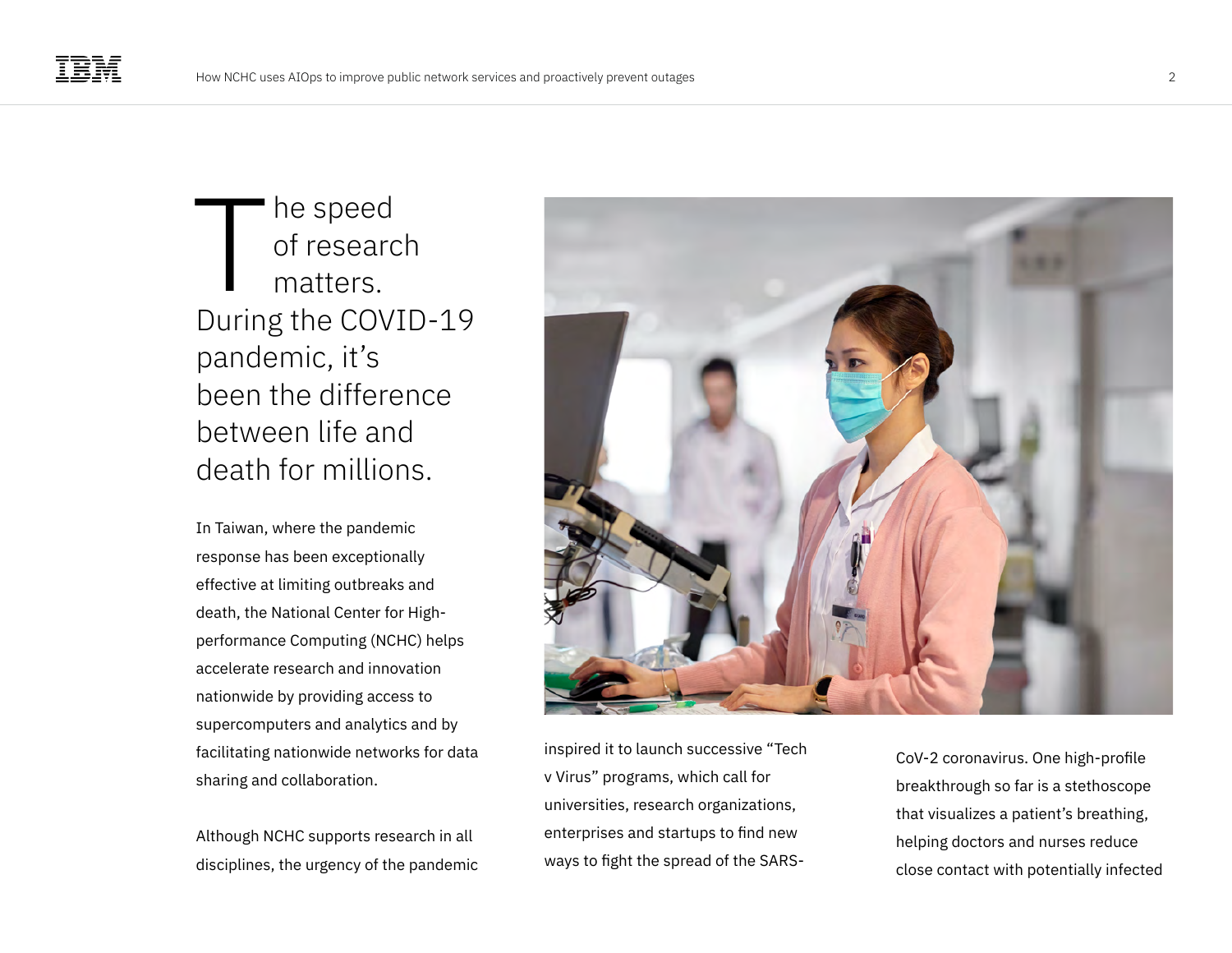The speed of research matters. During the COVID-19 pandemic, it's been the difference between life and death for millions.

In Taiwan, where the pandemic response has been exceptionally effective at limiting outbreaks and death, the National Center for High-performance Computing (NCHC) helps accelerate research and innovation nationwide by providing access to supercomputers and analytics and by facilitating nationwide networks for data sharing and collaboration.

Although NCHC supports research in all disciplines, the urgency of the pandemic inspired it to launch successive "Tech v Virus" programs, which call for universities, research organizations, enterprises and startups to find new ways to fight the spread of the SARS-CoV-2 coronavirus. One high-profile breakthrough so far is a stethoscope that visualizes a patient's breathing, helping doctors and nurses reduce close contact with potentially infected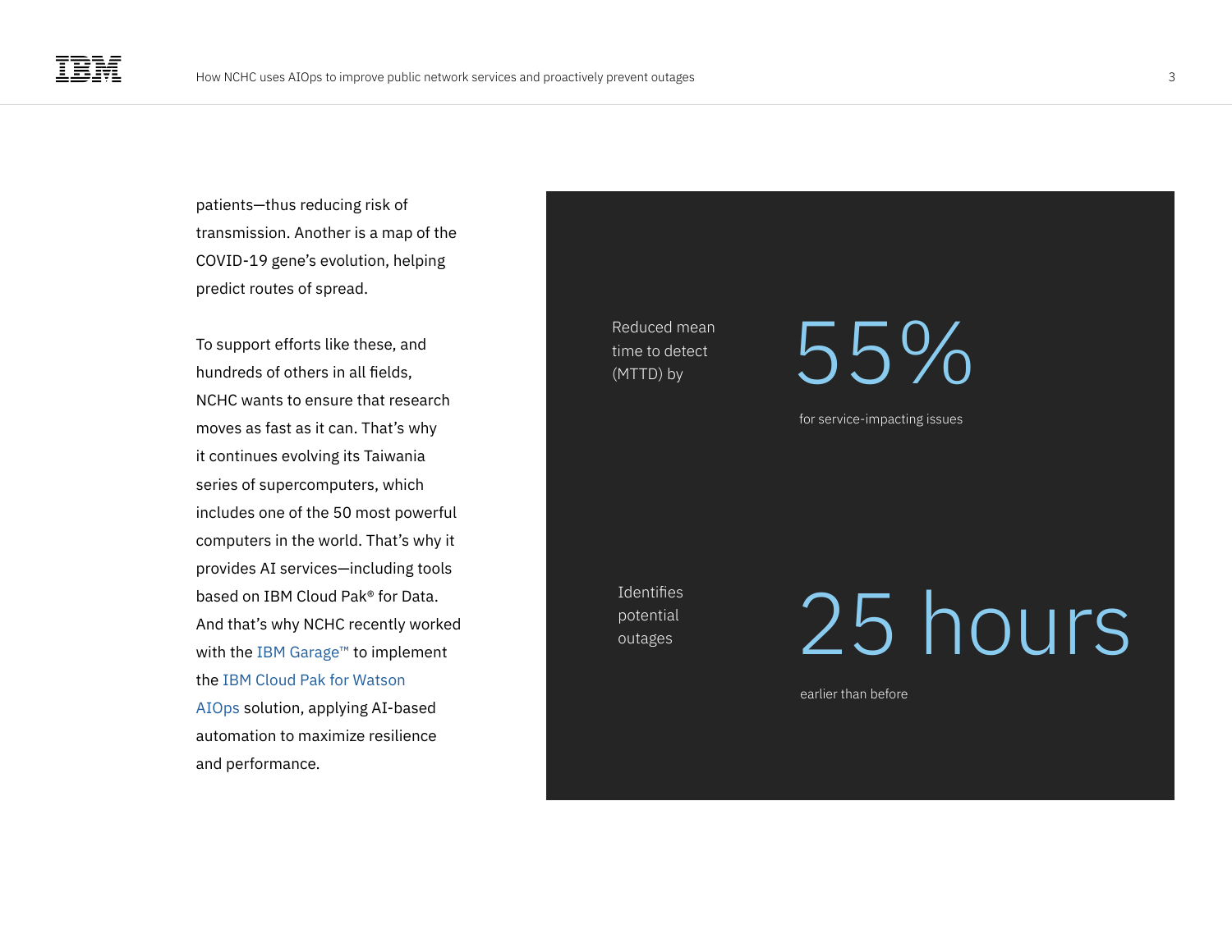patients—thus reducing risk of transmission. Another is a map of the COVID-19 gene's evolution, helping predict routes of spread.

To support efforts like these, and hundreds of others in all fields, NCHC wants to ensure that research moves as fast as it can. That's why it continues evolving its Taiwania series of supercomputers, which includes one of the 50 most powerful computers in the world. That's why it provides AI services—including tools based on IBM Cloud Pak® for Data. And that's why NCHC recently worked with the IBM Garage™ to implement the IBM Cloud Pak for Watson AIOps solution, applying AI-based automation to maximize resilience and performance.

Reduced mean time to detect (MTTD) by

**55%**

for service-impacting issues

Identifies potential outages

**25 hours**

earlier than before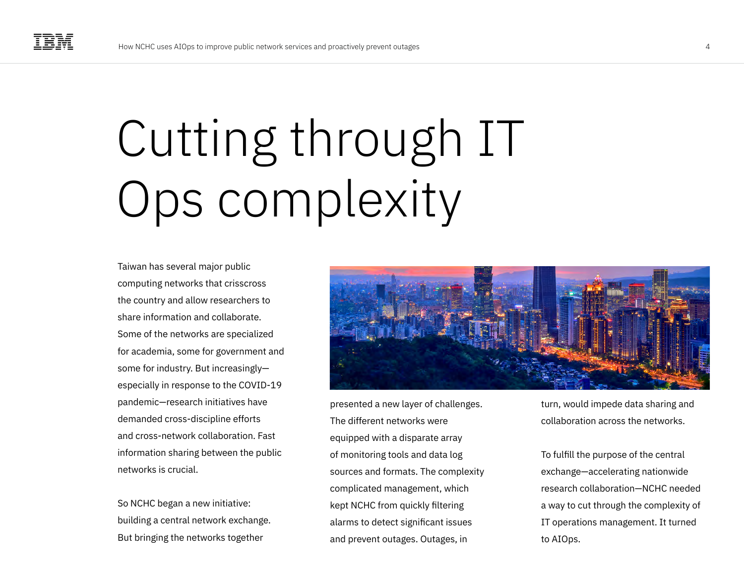# Cutting through IT Ops complexity

Taiwan has several major public computing networks that crisscross the country and allow researchers to share information and collaborate. Some of the networks are specialized for academia, some for government and some for industry. But increasingly—especially in response to the COVID-19 pandemic—research initiatives have demanded cross-discipline efforts and cross-network collaboration. Fast information sharing between the public networks is crucial.

So NCHC began a new initiative: building a central network exchange. But bringing the networks together presented a new layer of challenges. The different networks were equipped with a disparate array of monitoring tools and data log sources and formats. The complexity complicated management, which kept NCHC from quickly filtering alarms to detect significant issues and prevent outages. Outages, in turn, would impede data sharing and collaboration across the networks.

To fulfill the purpose of the central exchange—accelerating nationwide research collaboration—NCHC needed a way to cut through the complexity of IT operations management. It turned to AIOps.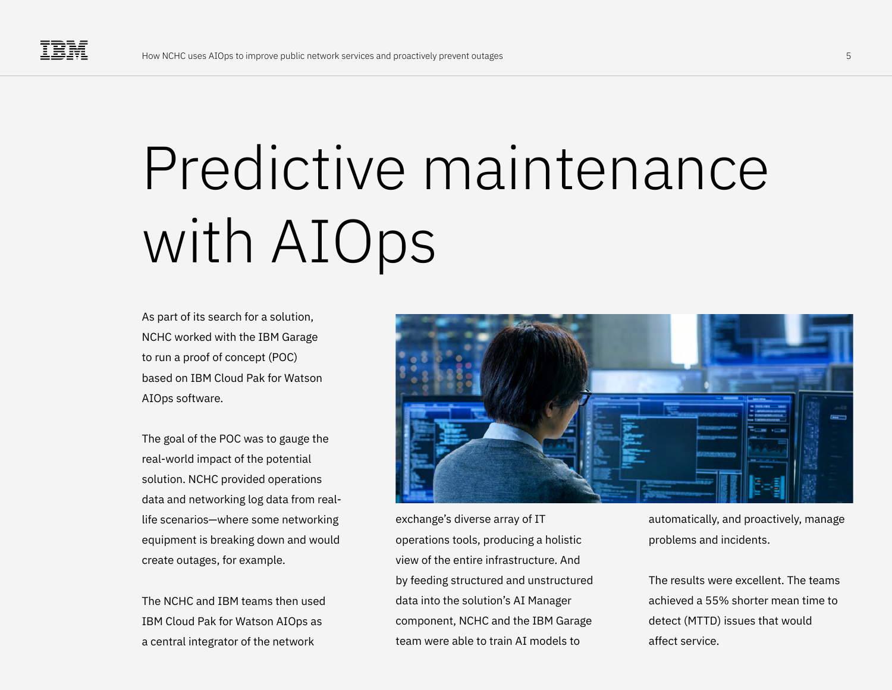# Predictive maintenance with AIOps

As part of its search for a solution, NCHC worked with the IBM Garage to run a proof of concept (POC) based on IBM Cloud Pak for Watson AIOps software.

The goal of the POC was to gauge the real-world impact of the potential solution. NCHC provided operations data and networking log data from real-life scenarios—where some networking equipment is breaking down and would create outages, for example.

The NCHC and IBM teams then used IBM Cloud Pak for Watson AIOps as a central integrator of the network exchange's diverse array of IT operations tools, producing a holistic view of the entire infrastructure. And by feeding structured and unstructured data into the solution's AI Manager component, NCHC and the IBM Garage team were able to train AI models to automatically, and proactively, manage problems and incidents.

The results were excellent. The teams achieved a 55% shorter mean time to detect (MTTD) issues that would affect service.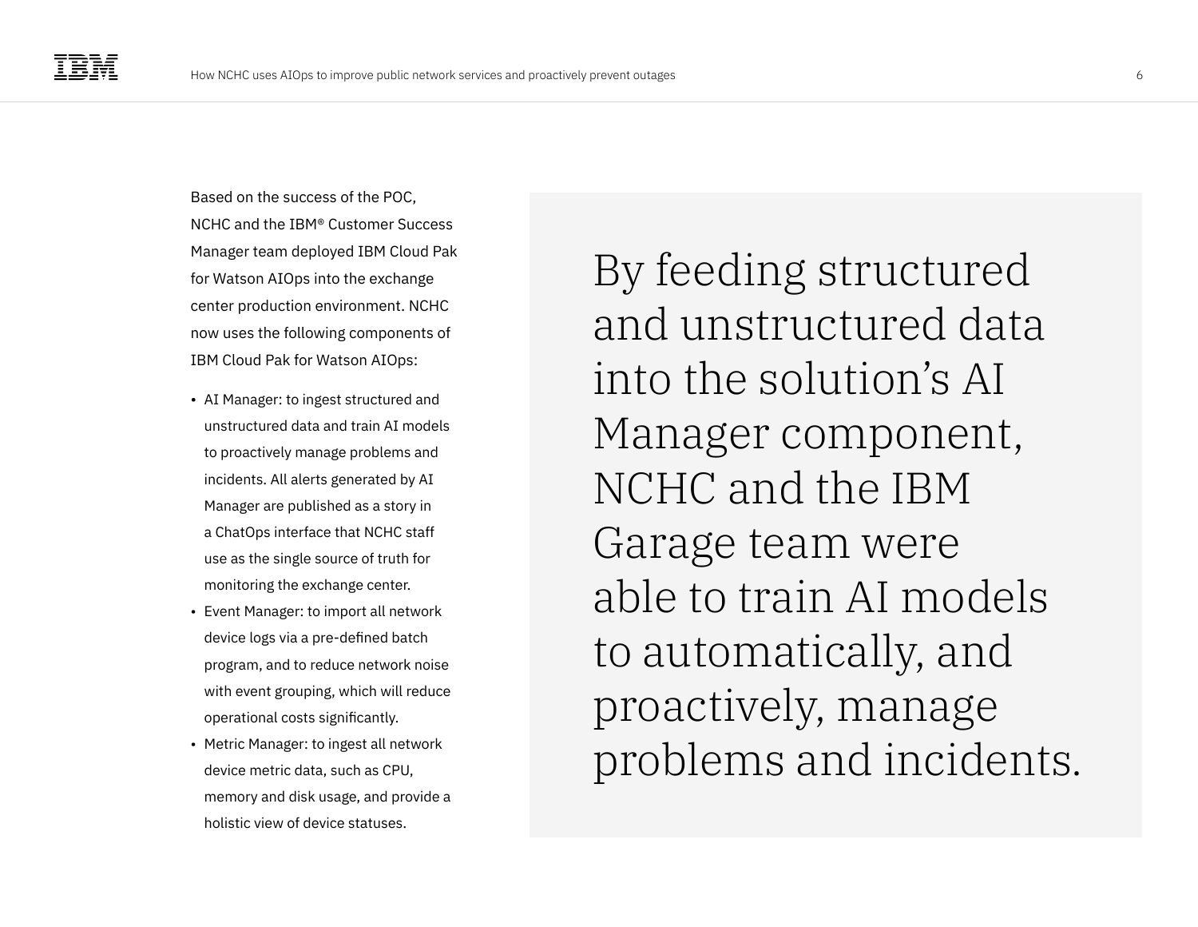Based on the success of the POC, NCHC and the IBM® Customer Success Manager team deployed IBM Cloud Pak for Watson AIOps into the exchange center production environment. NCHC now uses the following components of IBM Cloud Pak for Watson AIOps:

- AI Manager: to ingest structured and unstructured data and train AI models to proactively manage problems and incidents. All alerts generated by AI Manager are published as a story in a ChatOps interface that NCHC staff use as the single source of truth for monitoring the exchange center.
- Event Manager: to import all network device logs via a pre-defined batch program, and to reduce network noise with event grouping, which will reduce operational costs significantly.
- Metric Manager: to ingest all network device metric data, such as CPU, memory and disk usage, and provide a holistic view of device statuses.

> By feeding structured and unstructured data into the solution's AI Manager component, NCHC and the IBM Garage team were able to train AI models to automatically, and proactively, manage problems and incidents.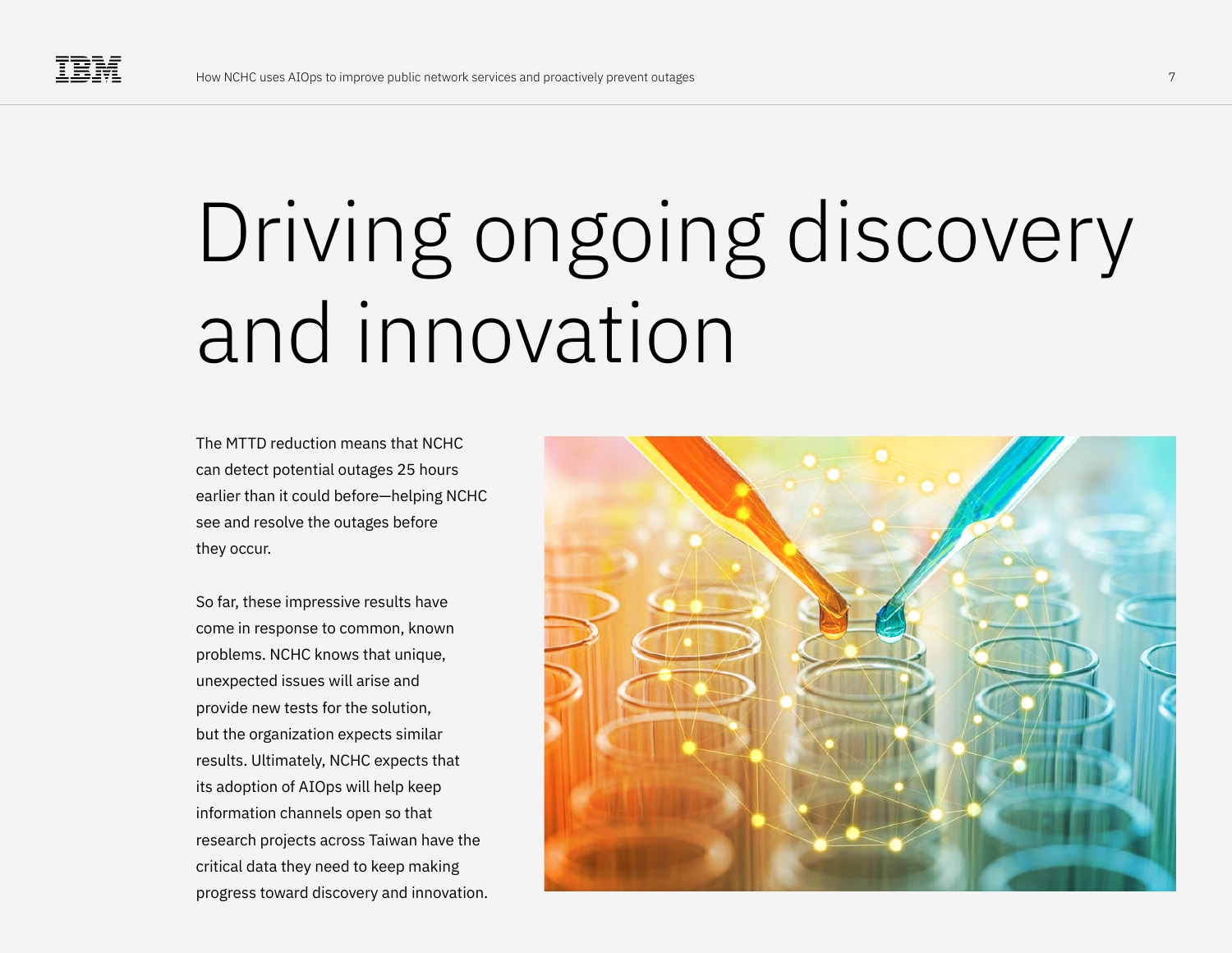# Driving ongoing discovery and innovation

The MTTD reduction means that NCHC can detect potential outages 25 hours earlier than it could before—helping NCHC see and resolve the outages before they occur.

So far, these impressive results have come in response to common, known problems. NCHC knows that unique, unexpected issues will arise and provide new tests for the solution, but the organization expects similar results. Ultimately, NCHC expects that its adoption of AIOps will help keep information channels open so that research projects across Taiwan have the critical data they need to keep making progress toward discovery and innovation.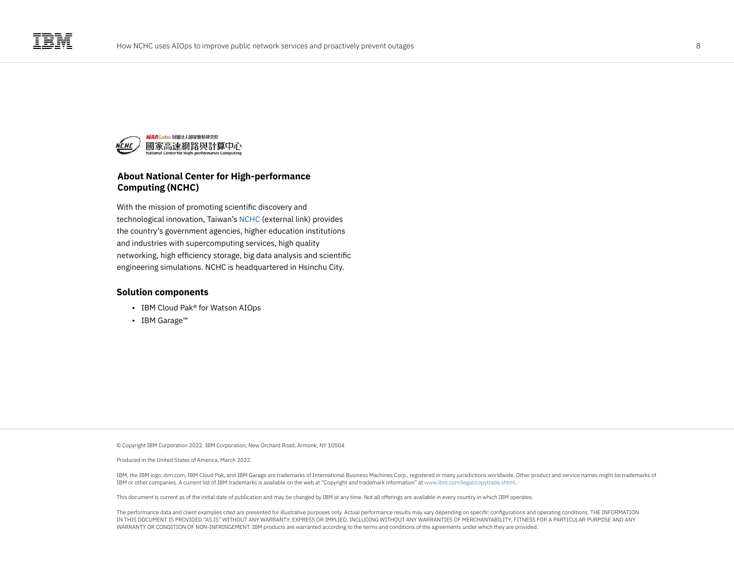## About National Center for High-performance Computing (NCHC)

With the mission of promoting scientific discovery and technological innovation, Taiwan's NCHC (external link) provides the country's government agencies, higher education institutions and industries with supercomputing services, high quality networking, high efficiency storage, big data analysis and scientific engineering simulations. NCHC is headquartered in Hsinchu City.

### Solution components

- IBM Cloud Pak® for Watson AIOps
- IBM Garage™

© Copyright IBM Corporation 2022. IBM Corporation, New Orchard Road, Armonk, NY 10504

Produced in the United States of America, March 2022.

IBM, the IBM logo, ibm.com, IBM Cloud Pak, and IBM Garage are trademarks of International Business Machines Corp., registered in many jurisdictions worldwide. Other product and service names might be trademarks of IBM or other companies. A current list of IBM trademarks is available on the web at "Copyright and trademark information" at www.ibm.com/legal/copytrade.shtml.

This document is current as of the initial date of publication and may be changed by IBM at any time. Not all offerings are available in every country in which IBM operates.

The performance data and client examples cited are presented for illustrative purposes only. Actual performance results may vary depending on specific configurations and operating conditions. THE INFORMATION IN THIS DOCUMENT IS PROVIDED "AS IS" WITHOUT ANY WARRANTY, EXPRESS OR IMPLIED, INCLUDING WITHOUT ANY WARRANTIES OF MERCHANTABILITY, FITNESS FOR A PARTICULAR PURPOSE AND ANY WARRANTY OR CONDITION OF NON-INFRINGEMENT. IBM products are warranted according to the terms and conditions of the agreements under which they are provided.